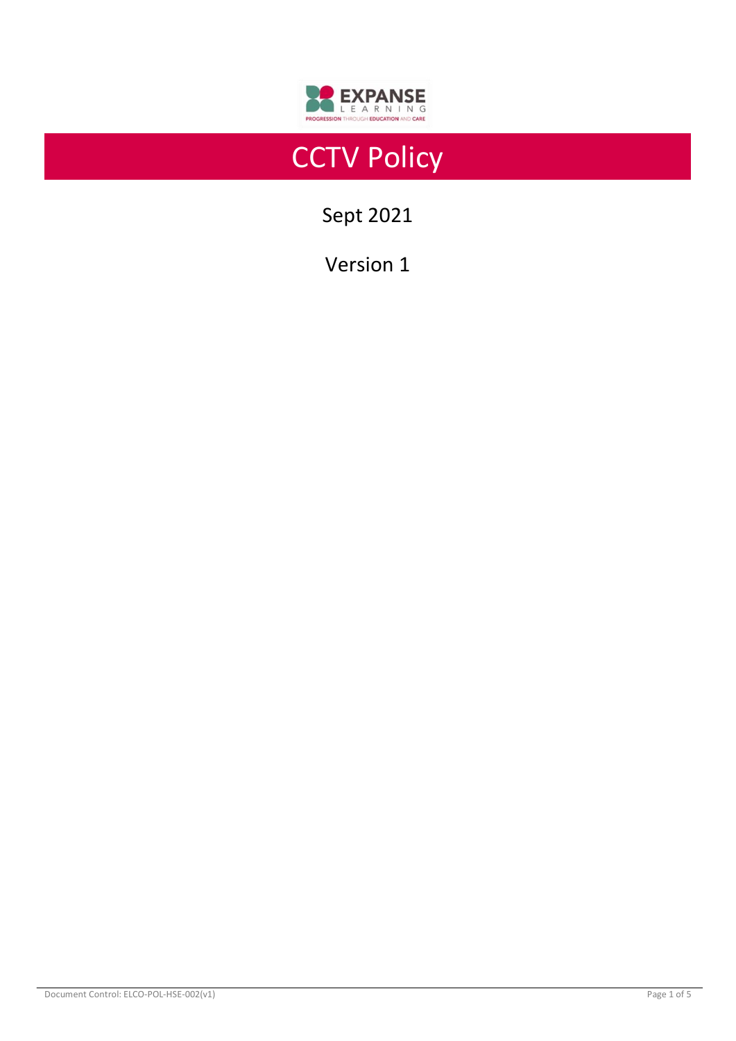# CCTV Policy

Sept 2021

Version 1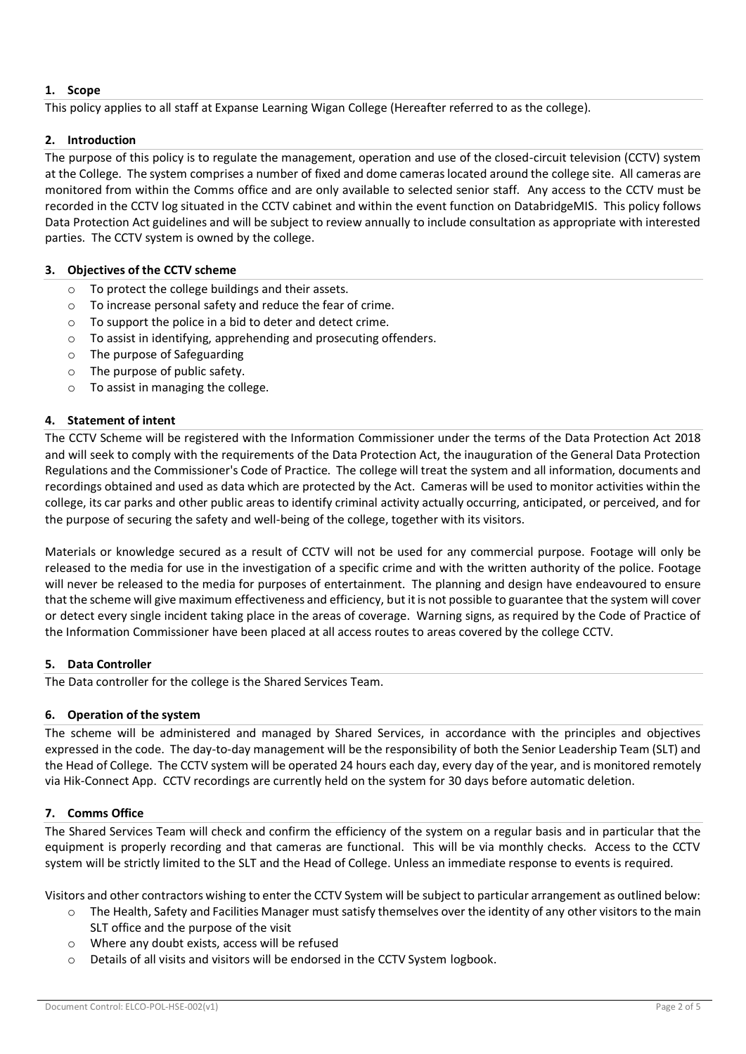## 1. Scope

This policy applies to all staff at Expanse Learning Wigan College (Hereafter referred to as the college).

## 2. Introduction

The purpose of this policy is to regulate the management, operation and use of the closed-circuit television (CCTV) system at the College. The system comprises a number of fixed and dome cameras located around the college site. All cameras are monitored from within the Comms office and are only available to selected senior staff. Any access to the CCTV must be recorded in the CCTV log situated in the CCTV cabinet and within the event function on DatabridgeMIS. This policy follows Data Protection Act guidelines and will be subject to review annually to include consultation as appropriate with interested parties. The CCTV system is owned by the college.

## 3. Objectives of the CCTV scheme

- To protect the college buildings and their assets.
- To increase personal safety and reduce the fear of crime.
- To support the police in a bid to deter and detect crime.
- To assist in identifying, apprehending and prosecuting offenders.
- The purpose of Safeguarding
- The purpose of public safety.
- To assist in managing the college.

## 4. Statement of intent

The CCTV Scheme will be registered with the Information Commissioner under the terms of the Data Protection Act 2018 and will seek to comply with the requirements of the Data Protection Act, the inauguration of the General Data Protection Regulations and the Commissioner's Code of Practice. The college will treat the system and all information, documents and recordings obtained and used as data which are protected by the Act. Cameras will be used to monitor activities within the college, its car parks and other public areas to identify criminal activity actually occurring, anticipated, or perceived, and for the purpose of securing the safety and well-being of the college, together with its visitors.

Materials or knowledge secured as a result of CCTV will not be used for any commercial purpose. Footage will only be released to the media for use in the investigation of a specific crime and with the written authority of the police. Footage will never be released to the media for purposes of entertainment. The planning and design have endeavoured to ensure that the scheme will give maximum effectiveness and efficiency, but it is not possible to guarantee that the system will cover or detect every single incident taking place in the areas of coverage. Warning signs, as required by the Code of Practice of the Information Commissioner have been placed at all access routes to areas covered by the college CCTV.

## 5. Data Controller

The Data controller for the college is the Shared Services Team.

## 6. Operation of the system

The scheme will be administered and managed by Shared Services, in accordance with the principles and objectives expressed in the code. The day-to-day management will be the responsibility of both the Senior Leadership Team (SLT) and the Head of College. The CCTV system will be operated 24 hours each day, every day of the year, and is monitored remotely via Hik-Connect App. CCTV recordings are currently held on the system for 30 days before automatic deletion.

## 7. Comms Office

The Shared Services Team will check and confirm the efficiency of the system on a regular basis and in particular that the equipment is properly recording and that cameras are functional. This will be via monthly checks. Access to the CCTV system will be strictly limited to the SLT and the Head of College. Unless an immediate response to events is required.

Visitors and other contractors wishing to enter the CCTV System will be subject to particular arrangement as outlined below:

- The Health, Safety and Facilities Manager must satisfy themselves over the identity of any other visitors to the main SLT office and the purpose of the visit
- Where any doubt exists, access will be refused
- Details of all visits and visitors will be endorsed in the CCTV System logbook.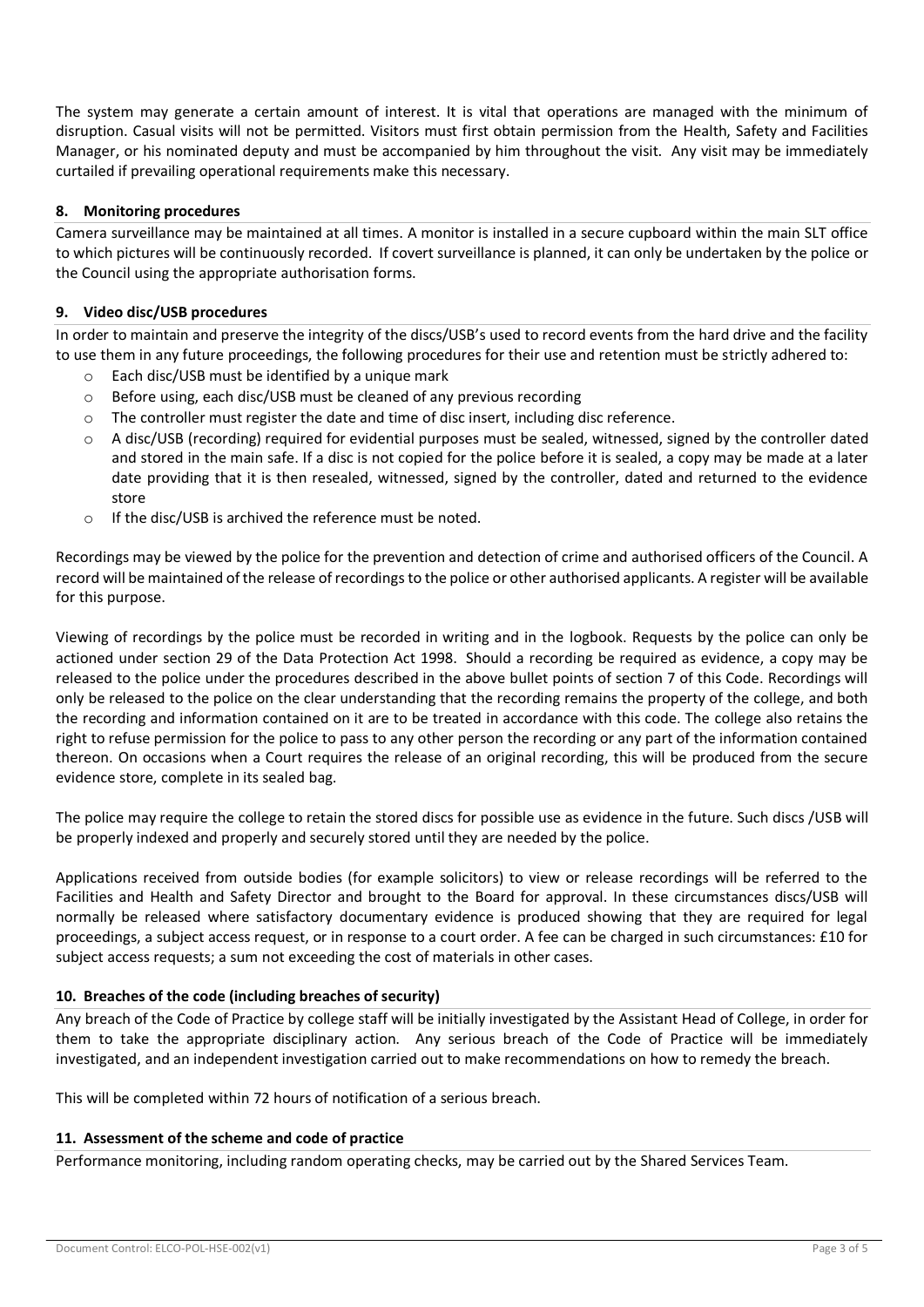The system may generate a certain amount of interest. It is vital that operations are managed with the minimum of disruption. Casual visits will not be permitted. Visitors must first obtain permission from the Health, Safety and Facilities Manager, or his nominated deputy and must be accompanied by him throughout the visit. Any visit may be immediately curtailed if prevailing operational requirements make this necessary.

## 8. Monitoring procedures

Camera surveillance may be maintained at all times. A monitor is installed in a secure cupboard within the main SLT office to which pictures will be continuously recorded. If covert surveillance is planned, it can only be undertaken by the police or the Council using the appropriate authorisation forms.

## 9. Video disc/USB procedures

In order to maintain and preserve the integrity of the discs/USB's used to record events from the hard drive and the facility to use them in any future proceedings, the following procedures for their use and retention must be strictly adhered to:

- Each disc/USB must be identified by a unique mark
- Before using, each disc/USB must be cleaned of any previous recording
- The controller must register the date and time of disc insert, including disc reference.
- A disc/USB (recording) required for evidential purposes must be sealed, witnessed, signed by the controller dated and stored in the main safe. If a disc is not copied for the police before it is sealed, a copy may be made at a later date providing that it is then resealed, witnessed, signed by the controller, dated and returned to the evidence store
- If the disc/USB is archived the reference must be noted.

Recordings may be viewed by the police for the prevention and detection of crime and authorised officers of the Council. A record will be maintained of the release of recordings to the police or other authorised applicants. A register will be available for this purpose.

Viewing of recordings by the police must be recorded in writing and in the logbook. Requests by the police can only be actioned under section 29 of the Data Protection Act 1998. Should a recording be required as evidence, a copy may be released to the police under the procedures described in the above bullet points of section 7 of this Code. Recordings will only be released to the police on the clear understanding that the recording remains the property of the college, and both the recording and information contained on it are to be treated in accordance with this code. The college also retains the right to refuse permission for the police to pass to any other person the recording or any part of the information contained thereon. On occasions when a Court requires the release of an original recording, this will be produced from the secure evidence store, complete in its sealed bag.

The police may require the college to retain the stored discs for possible use as evidence in the future. Such discs /USB will be properly indexed and properly and securely stored until they are needed by the police.

Applications received from outside bodies (for example solicitors) to view or release recordings will be referred to the Facilities and Health and Safety Director and brought to the Board for approval. In these circumstances discs/USB will normally be released where satisfactory documentary evidence is produced showing that they are required for legal proceedings, a subject access request, or in response to a court order. A fee can be charged in such circumstances: £10 for subject access requests; a sum not exceeding the cost of materials in other cases.

## 10. Breaches of the code (including breaches of security)

Any breach of the Code of Practice by college staff will be initially investigated by the Assistant Head of College, in order for them to take the appropriate disciplinary action. Any serious breach of the Code of Practice will be immediately investigated, and an independent investigation carried out to make recommendations on how to remedy the breach.

This will be completed within 72 hours of notification of a serious breach.

## 11. Assessment of the scheme and code of practice

Performance monitoring, including random operating checks, may be carried out by the Shared Services Team.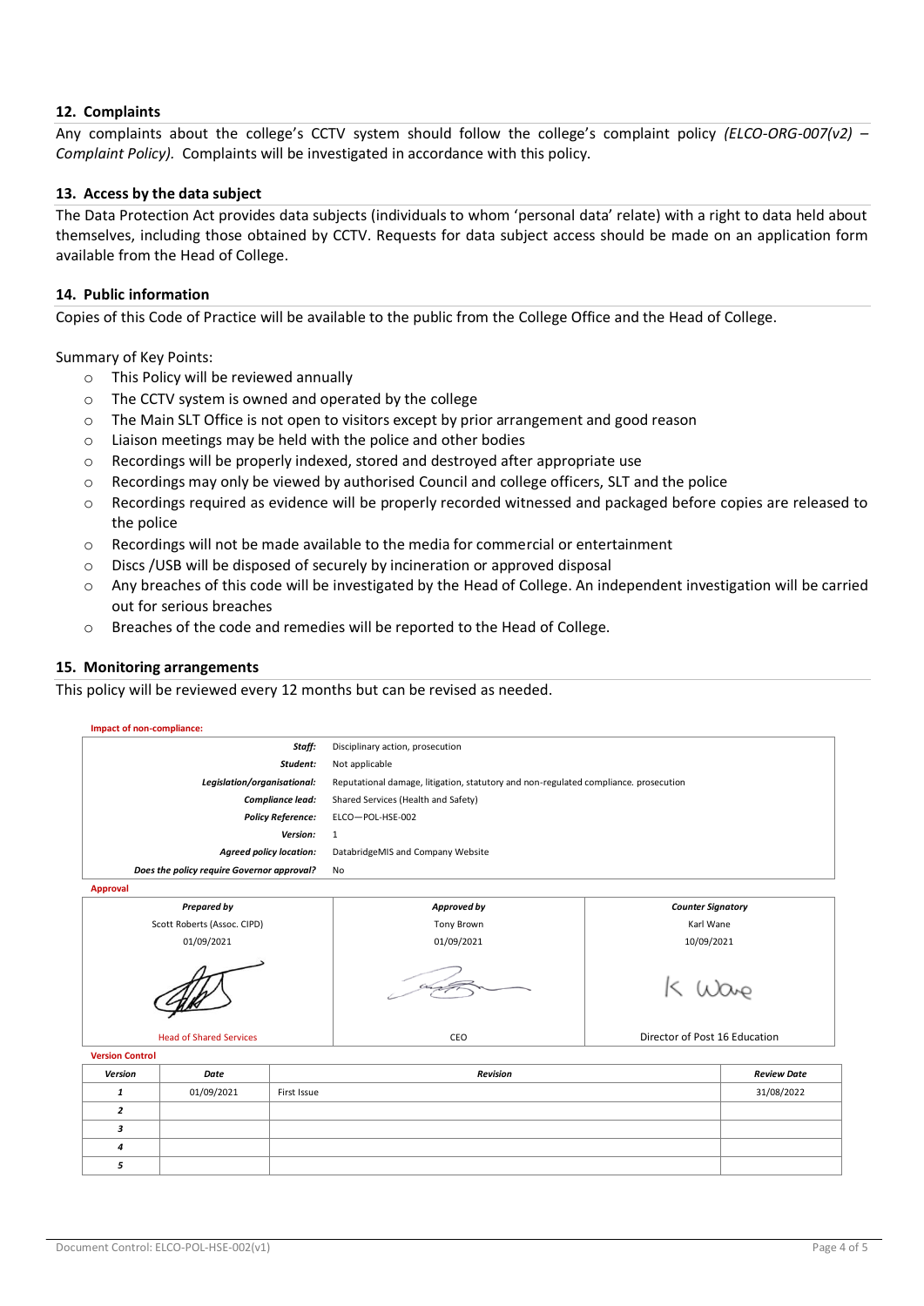## 12. Complaints

Any complaints about the college's CCTV system should follow the college's complaint policy *(ELCO-ORG-007(v2) – Complaint Policy).* Complaints will be investigated in accordance with this policy.

## 13. Access by the data subject

The Data Protection Act provides data subjects (individuals to whom 'personal data' relate) with a right to data held about themselves, including those obtained by CCTV. Requests for data subject access should be made on an application form available from the Head of College.

## 14. Public information

Copies of this Code of Practice will be available to the public from the College Office and the Head of College.

Summary of Key Points:

- This Policy will be reviewed annually
- The CCTV system is owned and operated by the college
- The Main SLT Office is not open to visitors except by prior arrangement and good reason
- Liaison meetings may be held with the police and other bodies
- Recordings will be properly indexed, stored and destroyed after appropriate use
- Recordings may only be viewed by authorised Council and college officers, SLT and the police
- Recordings required as evidence will be properly recorded witnessed and packaged before copies are released to the police
- Recordings will not be made available to the media for commercial or entertainment
- Discs /USB will be disposed of securely by incineration or approved disposal
- Any breaches of this code will be investigated by the Head of College. An independent investigation will be carried out for serious breaches
- Breaches of the code and remedies will be reported to the Head of College.

## 15. Monitoring arrangements

This policy will be reviewed every 12 months but can be revised as needed.

**Impact of non-compliance:**

| | |
|---|---|
| ***Staff:*** | Disciplinary action, prosecution |
| ***Student:*** | Not applicable |
| ***Legislation/organisational:*** | Reputational damage, litigation, statutory and non-regulated compliance. prosecution |
| ***Compliance lead:*** | Shared Services (Health and Safety) |
| ***Policy Reference:*** | ELCO—POL-HSE-002 |
| ***Version:*** | 1 |
| ***Agreed policy location:*** | DatabridgeMIS and Company Website |
| ***Does the policy require Governor approval?*** | No |

**Approval**

| *Prepared by* | *Approved by* | *Counter Signatory* |
|---|---|---|
| Scott Roberts (Assoc. CIPD) | Tony Brown | Karl Wane |
| 01/09/2021 | 01/09/2021 | 10/09/2021 |
| [signature] | [signature] | K Wane |
| Head of Shared Services | CEO | Director of Post 16 Education |

**Version Control**

| *Version* | *Date* | *Revision* | *Review Date* |
|---|---|---|---|
| *1* | 01/09/2021 | First Issue | 31/08/2022 |
| *2* | | | |
| *3* | | | |
| *4* | | | |
| *5* | | | |

Document Control: ELCO-POL-HSE-002(v1)